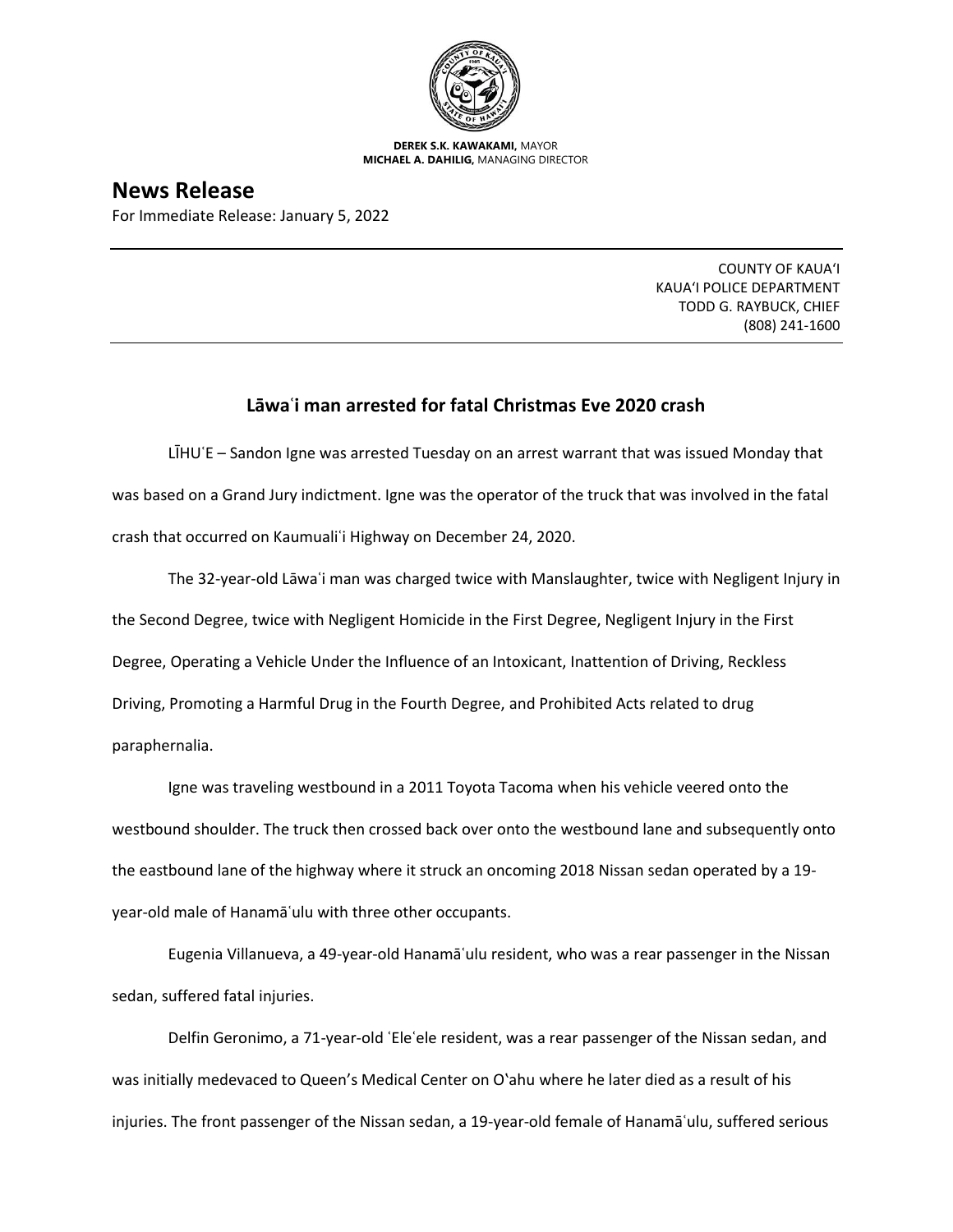**DEREK S.K. KAWAKAMI,** MAYOR
**MICHAEL A. DAHILIG,** MANAGING DIRECTOR

# News Release

For Immediate Release: January 5, 2022

COUNTY OF KAUAʻI
KAUAʻI POLICE DEPARTMENT
TODD G. RAYBUCK, CHIEF
(808) 241-1600

## Lāwaʿi man arrested for fatal Christmas Eve 2020 crash

LĪHUʿE – Sandon Igne was arrested Tuesday on an arrest warrant that was issued Monday that was based on a Grand Jury indictment. Igne was the operator of the truck that was involved in the fatal crash that occurred on Kaumualiʿi Highway on December 24, 2020.

The 32-year-old Lāwaʿi man was charged twice with Manslaughter, twice with Negligent Injury in the Second Degree, twice with Negligent Homicide in the First Degree, Negligent Injury in the First Degree, Operating a Vehicle Under the Influence of an Intoxicant, Inattention of Driving, Reckless Driving, Promoting a Harmful Drug in the Fourth Degree, and Prohibited Acts related to drug paraphernalia.

Igne was traveling westbound in a 2011 Toyota Tacoma when his vehicle veered onto the westbound shoulder. The truck then crossed back over onto the westbound lane and subsequently onto the eastbound lane of the highway where it struck an oncoming 2018 Nissan sedan operated by a 19-year-old male of Hanamāʿulu with three other occupants.

Eugenia Villanueva, a 49-year-old Hanamāʿulu resident, who was a rear passenger in the Nissan sedan, suffered fatal injuries.

Delfin Geronimo, a 71-year-old ʿEleʿele resident, was a rear passenger of the Nissan sedan, and was initially medevaced to Queen's Medical Center on Oʻahu where he later died as a result of his injuries. The front passenger of the Nissan sedan, a 19-year-old female of Hanamāʿulu, suffered serious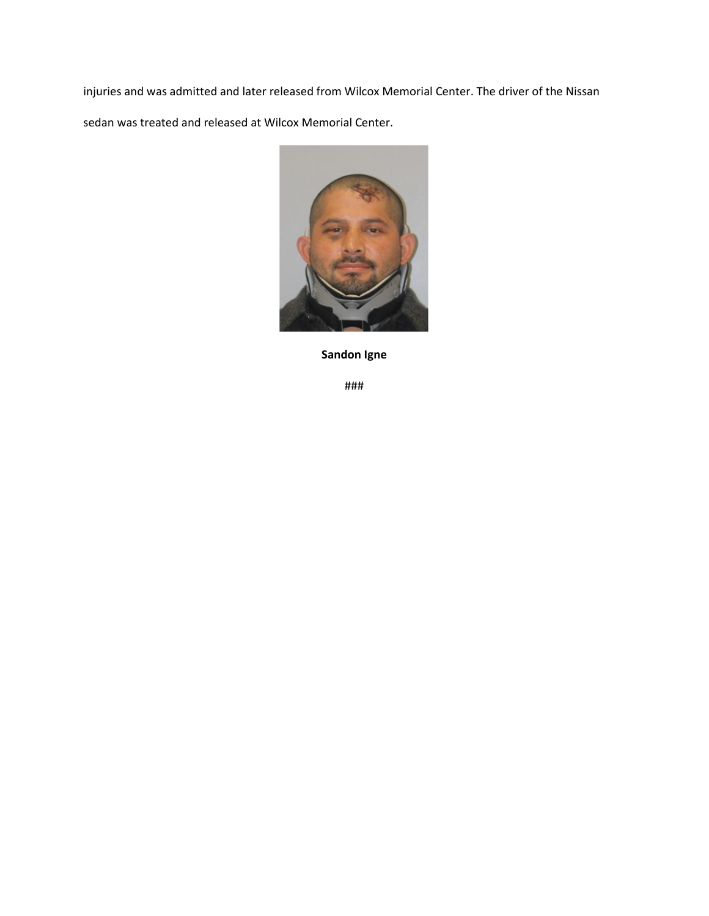injuries and was admitted and later released from Wilcox Memorial Center. The driver of the Nissan sedan was treated and released at Wilcox Memorial Center.

**Sandon Igne**

###